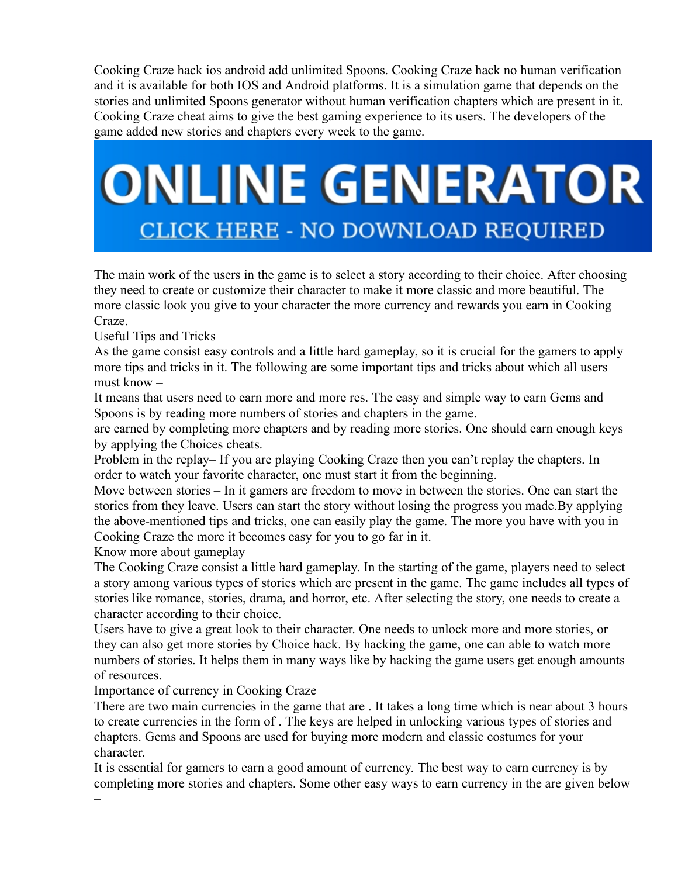Cooking Craze hack ios android add unlimited Spoons. Cooking Craze hack no human verification and it is available for both IOS and Android platforms. It is a simulation game that depends on the stories and unlimited Spoons generator without human verification chapters which are present in it. Cooking Craze cheat aims to give the best gaming experience to its users. The developers of the game added new stories and chapters every week to the game.

ONLINE GENERATOR

CLICK HERE - NO DOWNLOAD REQUIRED

The main work of the users in the game is to select a story according to their choice. After choosing they need to create or customize their character to make it more classic and more beautiful. The more classic look you give to your character the more currency and rewards you earn in Cooking Craze.

Useful Tips and Tricks

As the game consist easy controls and a little hard gameplay, so it is crucial for the gamers to apply more tips and tricks in it. The following are some important tips and tricks about which all users must know –

It means that users need to earn more and more res. The easy and simple way to earn Gems and Spoons is by reading more numbers of stories and chapters in the game.

are earned by completing more chapters and by reading more stories. One should earn enough keys by applying the Choices cheats.

Problem in the replay– If you are playing Cooking Craze then you can't replay the chapters. In order to watch your favorite character, one must start it from the beginning.

Move between stories – In it gamers are freedom to move in between the stories. One can start the stories from they leave. Users can start the story without losing the progress you made.By applying the above-mentioned tips and tricks, one can easily play the game. The more you have with you in Cooking Craze the more it becomes easy for you to go far in it.

Know more about gameplay

The Cooking Craze consist a little hard gameplay. In the starting of the game, players need to select a story among various types of stories which are present in the game. The game includes all types of stories like romance, stories, drama, and horror, etc. After selecting the story, one needs to create a character according to their choice.

Users have to give a great look to their character. One needs to unlock more and more stories, or they can also get more stories by Choice hack. By hacking the game, one can able to watch more numbers of stories. It helps them in many ways like by hacking the game users get enough amounts of resources.

Importance of currency in Cooking Craze

There are two main currencies in the game that are . It takes a long time which is near about 3 hours to create currencies in the form of . The keys are helped in unlocking various types of stories and chapters. Gems and Spoons are used for buying more modern and classic costumes for your character.

It is essential for gamers to earn a good amount of currency. The best way to earn currency is by completing more stories and chapters. Some other easy ways to earn currency in the are given below –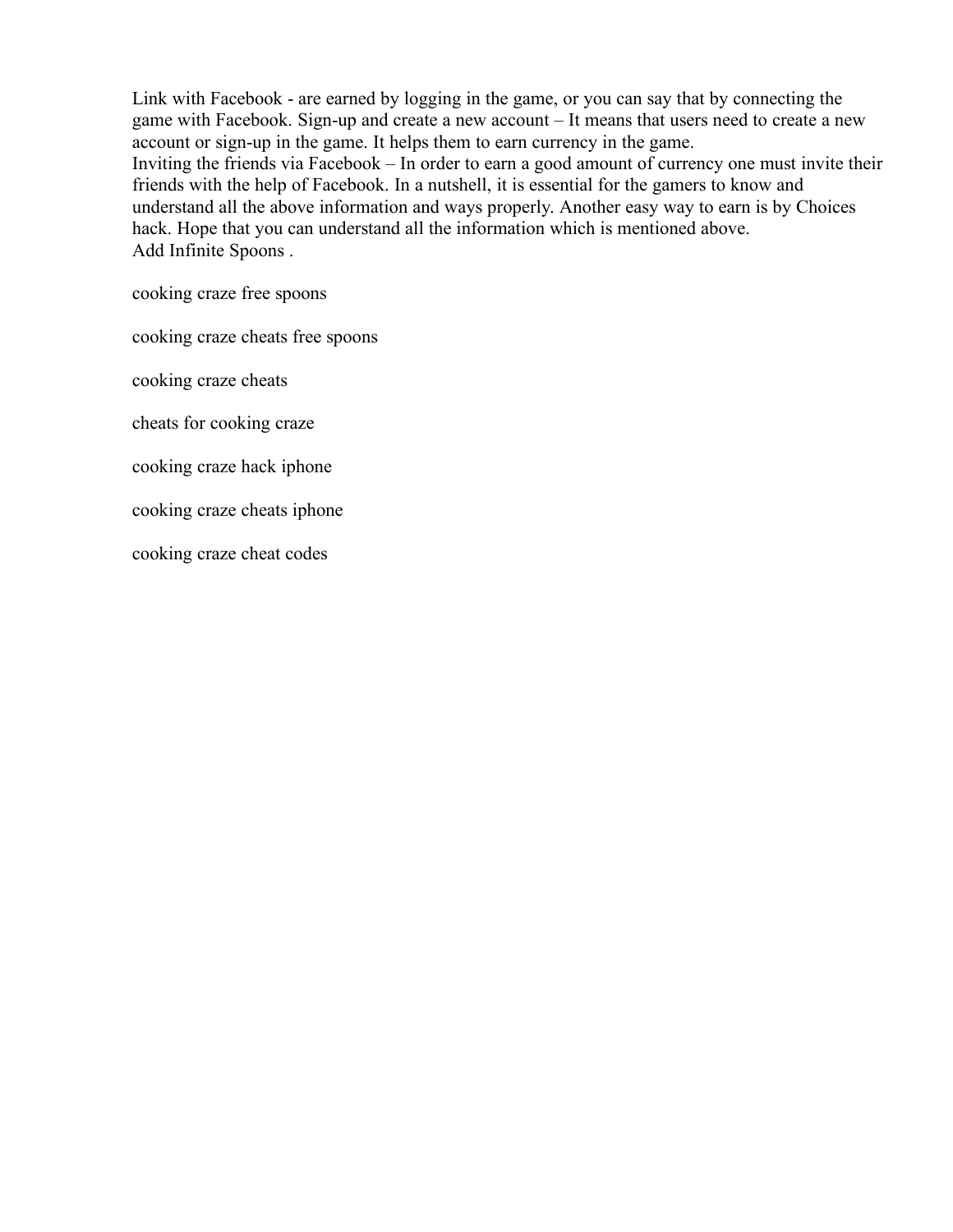Link with Facebook - are earned by logging in the game, or you can say that by connecting the game with Facebook. Sign-up and create a new account – It means that users need to create a new account or sign-up in the game. It helps them to earn currency in the game.
Inviting the friends via Facebook – In order to earn a good amount of currency one must invite their friends with the help of Facebook. In a nutshell, it is essential for the gamers to know and understand all the above information and ways properly. Another easy way to earn is by Choices hack. Hope that you can understand all the information which is mentioned above.
Add Infinite Spoons .

cooking craze free spoons

cooking craze cheats free spoons

cooking craze cheats

cheats for cooking craze

cooking craze hack iphone

cooking craze cheats iphone

cooking craze cheat codes